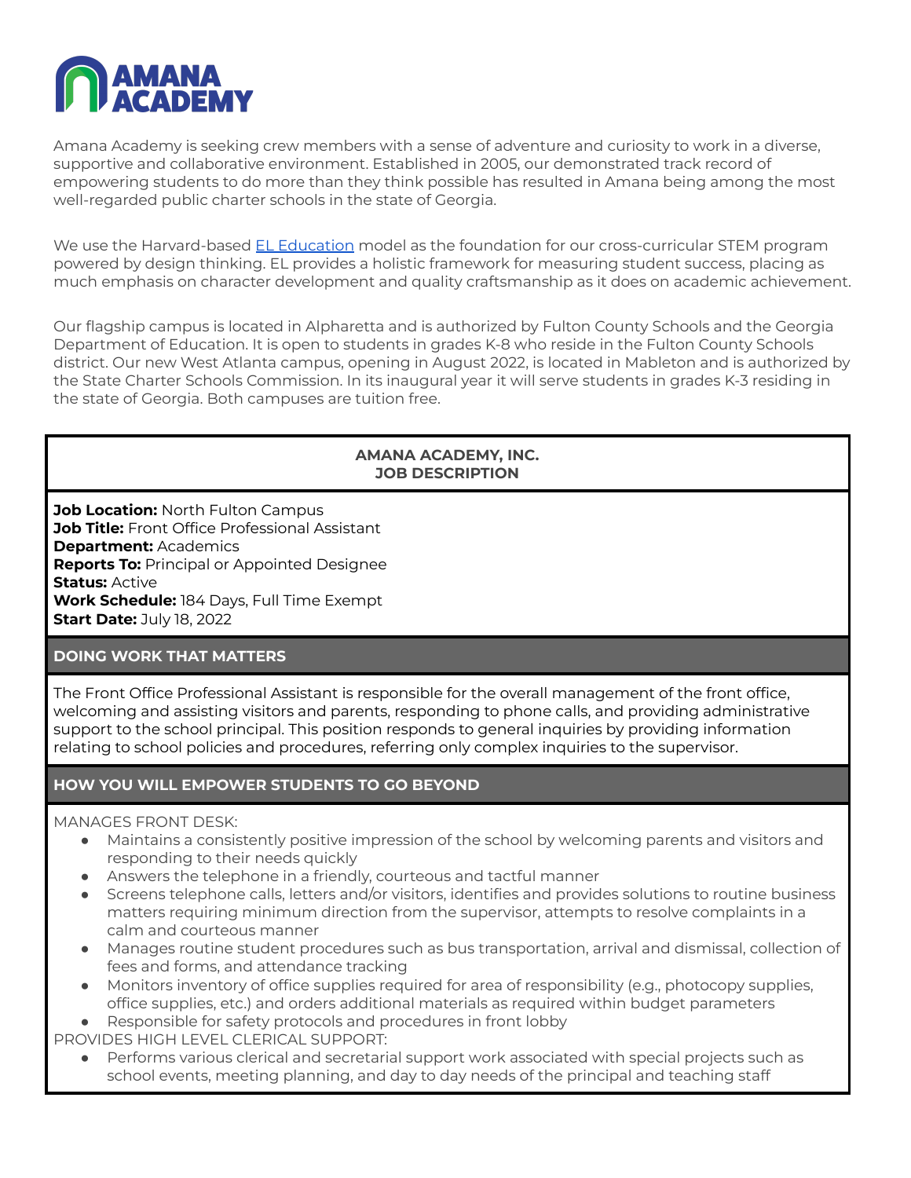# AMANA ACADEMY

Amana Academy is seeking crew members with a sense of adventure and curiosity to work in a diverse, supportive and collaborative environment. Established in 2005, our demonstrated track record of empowering students to do more than they think possible has resulted in Amana being among the most well-regarded public charter schools in the state of Georgia.

We use the Harvard-based [EL Education](#) model as the foundation for our cross-curricular STEM program powered by design thinking. EL provides a holistic framework for measuring student success, placing as much emphasis on character development and quality craftsmanship as it does on academic achievement.

Our flagship campus is located in Alpharetta and is authorized by Fulton County Schools and the Georgia Department of Education. It is open to students in grades K-8 who reside in the Fulton County Schools district. Our new West Atlanta campus, opening in August 2022, is located in Mableton and is authorized by the State Charter Schools Commission. In its inaugural year it will serve students in grades K-3 residing in the state of Georgia. Both campuses are tuition free.

## AMANA ACADEMY, INC.
## JOB DESCRIPTION

**Job Location:** North Fulton Campus
**Job Title:** Front Office Professional Assistant
**Department:** Academics
**Reports To:** Principal or Appointed Designee
**Status:** Active
**Work Schedule:** 184 Days, Full Time Exempt
**Start Date:** July 18, 2022

## DOING WORK THAT MATTERS

The Front Office Professional Assistant is responsible for the overall management of the front office, welcoming and assisting visitors and parents, responding to phone calls, and providing administrative support to the school principal. This position responds to general inquiries by providing information relating to school policies and procedures, referring only complex inquiries to the supervisor.

## HOW YOU WILL EMPOWER STUDENTS TO GO BEYOND

MANAGES FRONT DESK:

- Maintains a consistently positive impression of the school by welcoming parents and visitors and responding to their needs quickly
- Answers the telephone in a friendly, courteous and tactful manner
- Screens telephone calls, letters and/or visitors, identifies and provides solutions to routine business matters requiring minimum direction from the supervisor, attempts to resolve complaints in a calm and courteous manner
- Manages routine student procedures such as bus transportation, arrival and dismissal, collection of fees and forms, and attendance tracking
- Monitors inventory of office supplies required for area of responsibility (e.g., photocopy supplies, office supplies, etc.) and orders additional materials as required within budget parameters
- Responsible for safety protocols and procedures in front lobby

PROVIDES HIGH LEVEL CLERICAL SUPPORT:

- Performs various clerical and secretarial support work associated with special projects such as school events, meeting planning, and day to day needs of the principal and teaching staff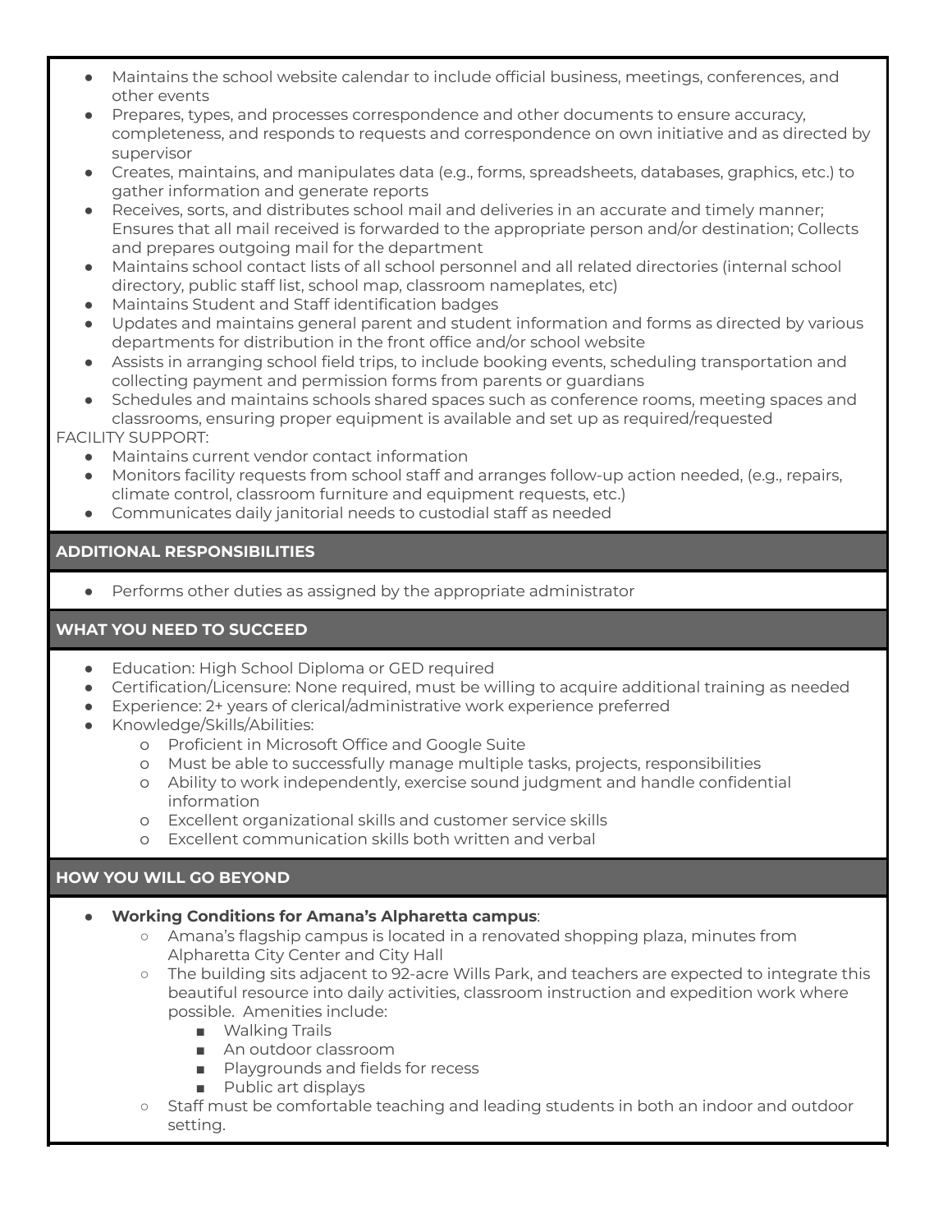- Maintains the school website calendar to include official business, meetings, conferences, and other events
- Prepares, types, and processes correspondence and other documents to ensure accuracy, completeness, and responds to requests and correspondence on own initiative and as directed by supervisor
- Creates, maintains, and manipulates data (e.g., forms, spreadsheets, databases, graphics, etc.) to gather information and generate reports
- Receives, sorts, and distributes school mail and deliveries in an accurate and timely manner; Ensures that all mail received is forwarded to the appropriate person and/or destination; Collects and prepares outgoing mail for the department
- Maintains school contact lists of all school personnel and all related directories (internal school directory, public staff list, school map, classroom nameplates, etc)
- Maintains Student and Staff identification badges
- Updates and maintains general parent and student information and forms as directed by various departments for distribution in the front office and/or school website
- Assists in arranging school field trips, to include booking events, scheduling transportation and collecting payment and permission forms from parents or guardians
- Schedules and maintains schools shared spaces such as conference rooms, meeting spaces and classrooms, ensuring proper equipment is available and set up as required/requested

FACILITY SUPPORT:

- Maintains current vendor contact information
- Monitors facility requests from school staff and arranges follow-up action needed, (e.g., repairs, climate control, classroom furniture and equipment requests, etc.)
- Communicates daily janitorial needs to custodial staff as needed

## ADDITIONAL RESPONSIBILITIES

- Performs other duties as assigned by the appropriate administrator

## WHAT YOU NEED TO SUCCEED

- Education: High School Diploma or GED required
- Certification/Licensure: None required, must be willing to acquire additional training as needed
- Experience: 2+ years of clerical/administrative work experience preferred
- Knowledge/Skills/Abilities:
  - Proficient in Microsoft Office and Google Suite
  - Must be able to successfully manage multiple tasks, projects, responsibilities
  - Ability to work independently, exercise sound judgment and handle confidential information
  - Excellent organizational skills and customer service skills
  - Excellent communication skills both written and verbal

## HOW YOU WILL GO BEYOND

- **Working Conditions for Amana's Alpharetta campus**:
  - Amana's flagship campus is located in a renovated shopping plaza, minutes from Alpharetta City Center and City Hall
  - The building sits adjacent to 92-acre Wills Park, and teachers are expected to integrate this beautiful resource into daily activities, classroom instruction and expedition work where possible. Amenities include:
    - Walking Trails
    - An outdoor classroom
    - Playgrounds and fields for recess
    - Public art displays
  - Staff must be comfortable teaching and leading students in both an indoor and outdoor setting.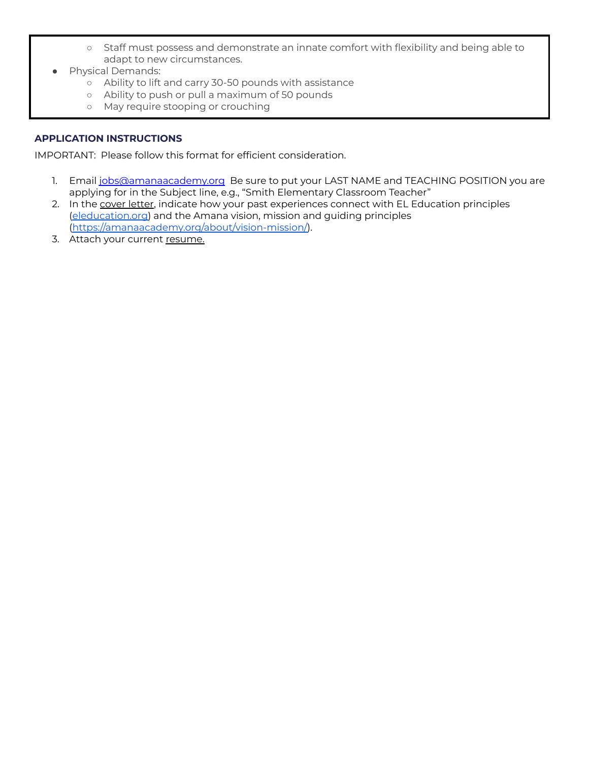- Staff must possess and demonstrate an innate comfort with flexibility and being able to adapt to new circumstances.

- Physical Demands:
    - Ability to lift and carry 30-50 pounds with assistance
    - Ability to push or pull a maximum of 50 pounds
    - May require stooping or crouching

## APPLICATION INSTRUCTIONS

IMPORTANT: Please follow this format for efficient consideration.

1. Email jobs@amanaacademy.org Be sure to put your LAST NAME and TEACHING POSITION you are applying for in the Subject line, e.g., "Smith Elementary Classroom Teacher"
2. In the cover letter, indicate how your past experiences connect with EL Education principles (eleducation.org) and the Amana vision, mission and guiding principles (https://amanaacademy.org/about/vision-mission/).
3. Attach your current resume.